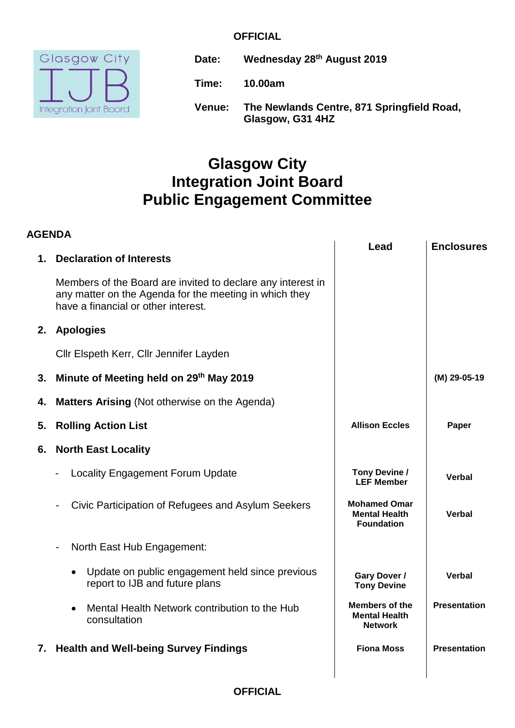**OFFICIAL**

Glasgow City IJB Integration Joint Board

**Date:** **Wednesday 28th August 2019**

**Time:** **10.00am**

**Venue:** **The Newlands Centre, 871 Springfield Road, Glasgow, G31 4HZ**

# Glasgow City Integration Joint Board Public Engagement Committee

## AGENDA

| | | Lead | Enclosures |
|---|---|---|---|
| **1.** | **Declaration of Interests**<br><br>Members of the Board are invited to declare any interest in any matter on the Agenda for the meeting in which they have a financial or other interest. | | |
| **2.** | **Apologies**<br><br>Cllr Elspeth Kerr, Cllr Jennifer Layden | | |
| **3.** | **Minute of Meeting held on 29th May 2019** | | **(M) 29-05-19** |
| **4.** | **Matters Arising** (Not otherwise on the Agenda) | | |
| **5.** | **Rolling Action List** | **Allison Eccles** | **Paper** |
| **6.** | **North East Locality** | | |
| | - Locality Engagement Forum Update | **Tony Devine / LEF Member** | **Verbal** |
| | - Civic Participation of Refugees and Asylum Seekers | **Mohamed Omar Mental Health Foundation** | **Verbal** |
| | - North East Hub Engagement: | | |
| | • Update on public engagement held since previous report to IJB and future plans | **Gary Dover / Tony Devine** | **Verbal** |
| | • Mental Health Network contribution to the Hub consultation | **Members of the Mental Health Network** | **Presentation** |
| **7.** | **Health and Well-being Survey Findings** | **Fiona Moss** | **Presentation** |

**OFFICIAL**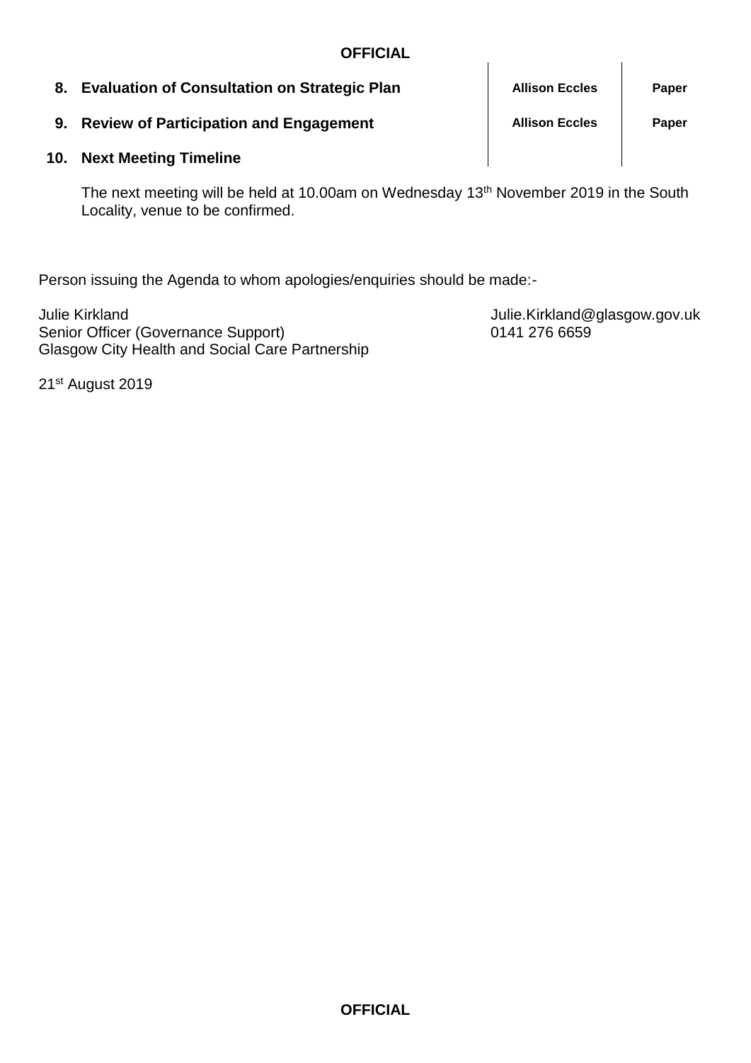| | | |
|---|---|---|
| **8. Evaluation of Consultation on Strategic Plan** | **Allison Eccles** | **Paper** |
| **9. Review of Participation and Engagement** | **Allison Eccles** | **Paper** |
| **10. Next Meeting Timeline** | | |

The next meeting will be held at 10.00am on Wednesday 13th November 2019 in the South Locality, venue to be confirmed.

Person issuing the Agenda to whom apologies/enquiries should be made:-

Julie Kirkland
Senior Officer (Governance Support)
Glasgow City Health and Social Care Partnership

Julie.Kirkland@glasgow.gov.uk
0141 276 6659

21st August 2019